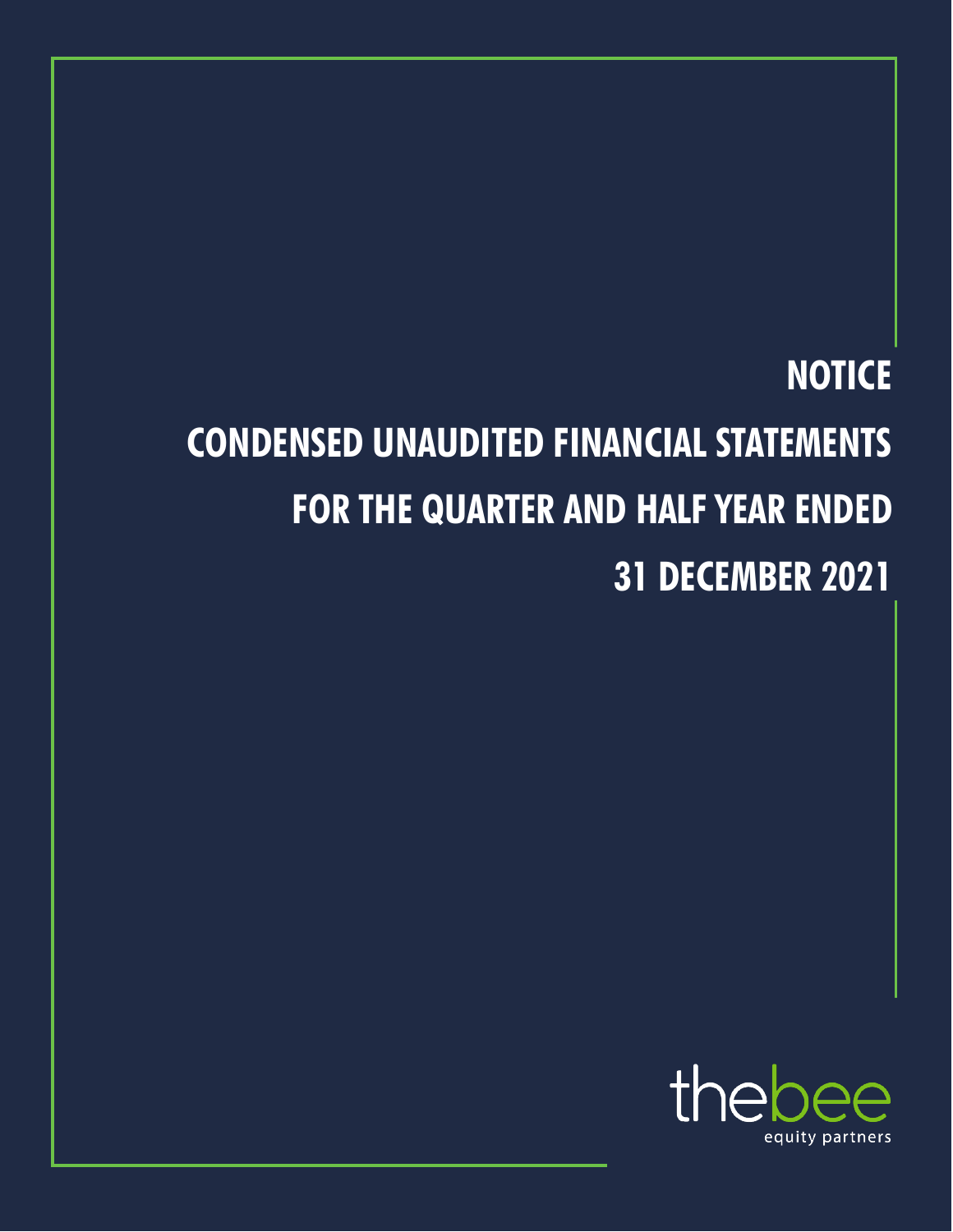# NOTICE

# CONDENSED UNAUDITED FINANCIAL STATEMENTS

# FOR THE QUARTER AND HALF YEAR ENDED

# 31 DECEMBER 2021

thebee

equity partners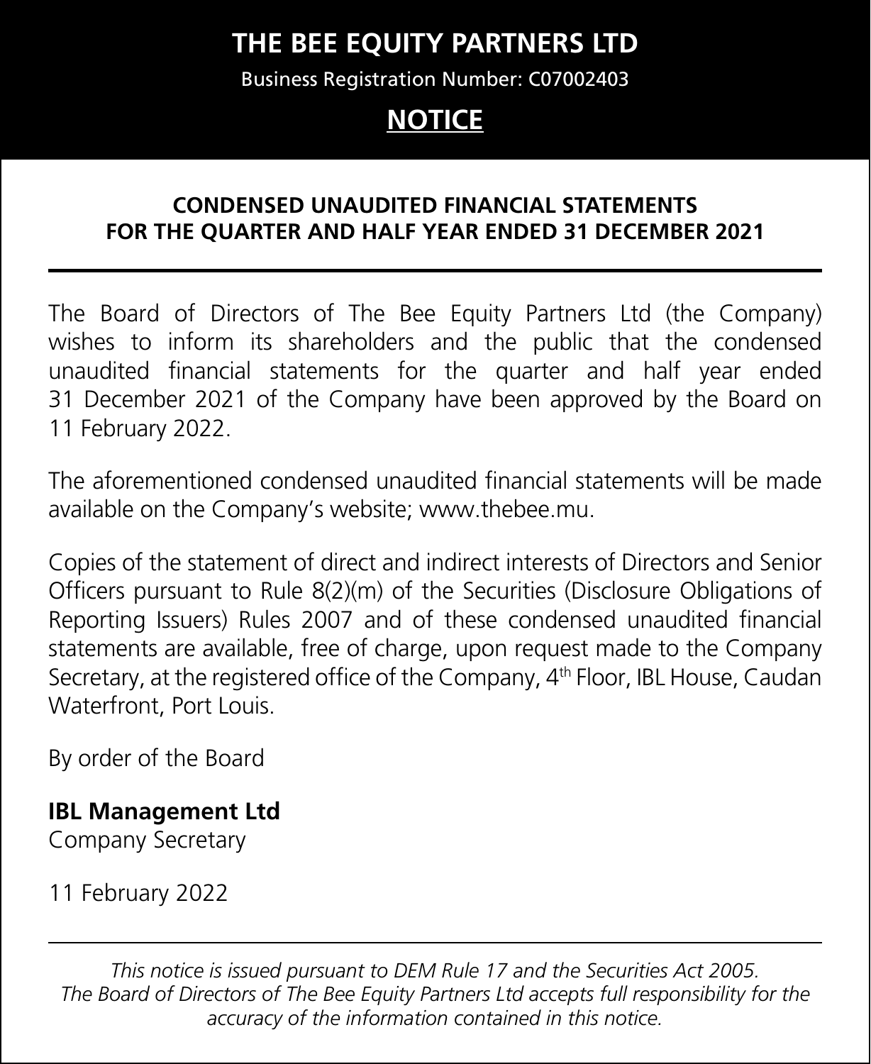# THE BEE EQUITY PARTNERS LTD

Business Registration Number: C07002403

## NOTICE

### CONDENSED UNAUDITED FINANCIAL STATEMENTS FOR THE QUARTER AND HALF YEAR ENDED 31 DECEMBER 2021

The Board of Directors of The Bee Equity Partners Ltd (the Company) wishes to inform its shareholders and the public that the condensed unaudited financial statements for the quarter and half year ended 31 December 2021 of the Company have been approved by the Board on 11 February 2022.

The aforementioned condensed unaudited financial statements will be made available on the Company's website; www.thebee.mu.

Copies of the statement of direct and indirect interests of Directors and Senior Officers pursuant to Rule 8(2)(m) of the Securities (Disclosure Obligations of Reporting Issuers) Rules 2007 and of these condensed unaudited financial statements are available, free of charge, upon request made to the Company Secretary, at the registered office of the Company, 4th Floor, IBL House, Caudan Waterfront, Port Louis.

By order of the Board

**IBL Management Ltd**
Company Secretary

11 February 2022

---

*This notice is issued pursuant to DEM Rule 17 and the Securities Act 2005.*
*The Board of Directors of The Bee Equity Partners Ltd accepts full responsibility for the accuracy of the information contained in this notice.*